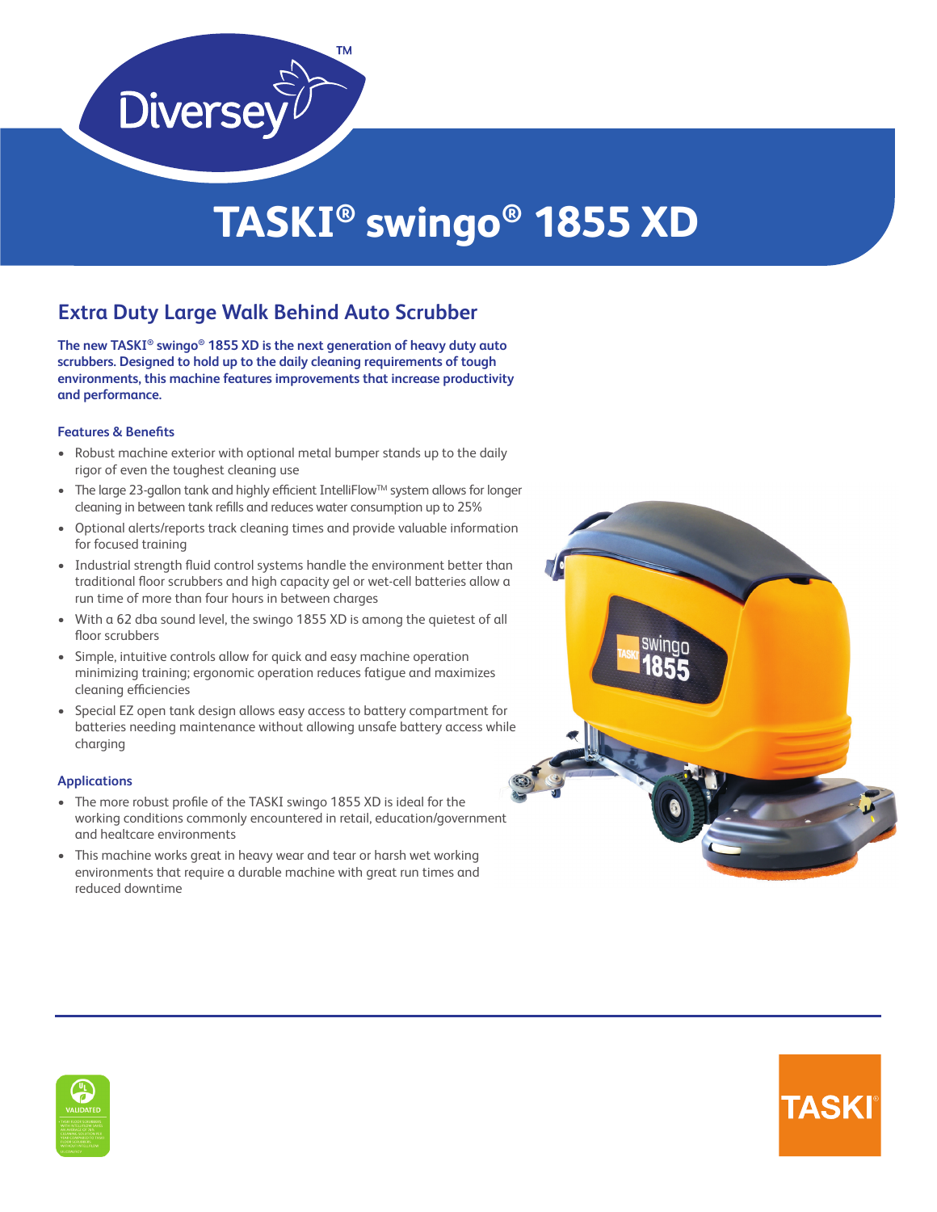# TASKI® swingo® 1855 XD

## Extra Duty Large Walk Behind Auto Scrubber

**The new TASKI® swingo® 1855 XD is the next generation of heavy duty auto scrubbers. Designed to hold up to the daily cleaning requirements of tough environments, this machine features improvements that increase productivity and performance.**

### Features & Benefits

- Robust machine exterior with optional metal bumper stands up to the daily rigor of even the toughest cleaning use
- The large 23-gallon tank and highly efficient IntelliFlow™ system allows for longer cleaning in between tank refills and reduces water consumption up to 25%
- Optional alerts/reports track cleaning times and provide valuable information for focused training
- Industrial strength fluid control systems handle the environment better than traditional floor scrubbers and high capacity gel or wet-cell batteries allow a run time of more than four hours in between charges
- With a 62 dba sound level, the swingo 1855 XD is among the quietest of all floor scrubbers
- Simple, intuitive controls allow for quick and easy machine operation minimizing training; ergonomic operation reduces fatigue and maximizes cleaning efficiencies
- Special EZ open tank design allows easy access to battery compartment for batteries needing maintenance without allowing unsafe battery access while charging

### Applications

- The more robust profile of the TASKI swingo 1855 XD is ideal for the working conditions commonly encountered in retail, education/government and healtcare environments
- This machine works great in heavy wear and tear or harsh wet working environments that require a durable machine with great run times and reduced downtime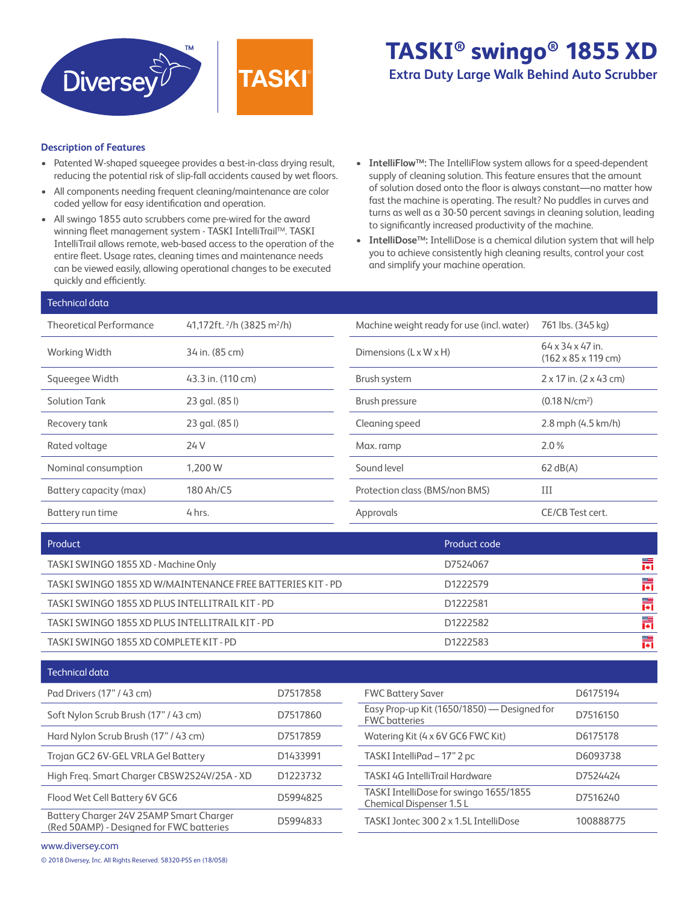# TASKI® swingo® 1855 XD

## Extra Duty Large Walk Behind Auto Scrubber

### Description of Features

- Patented W-shaped squeegee provides a best-in-class drying result, reducing the potential risk of slip-fall accidents caused by wet floors.
- All components needing frequent cleaning/maintenance are color coded yellow for easy identification and operation.
- All swingo 1855 auto scrubbers come pre-wired for the award winning fleet management system - TASKI IntelliTrail™. TASKI IntelliTrail allows remote, web-based access to the operation of the entire fleet. Usage rates, cleaning times and maintenance needs can be viewed easily, allowing operational changes to be executed quickly and efficiently.
- **IntelliFlow™:** The IntelliFlow system allows for a speed-dependent supply of cleaning solution. This feature ensures that the amount of solution dosed onto the floor is always constant—no matter how fast the machine is operating. The result? No puddles in curves and turns as well as a 30-50 percent savings in cleaning solution, leading to significantly increased productivity of the machine.
- **IntelliDose™:** IntelliDose is a chemical dilution system that will help you to achieve consistently high cleaning results, control your cost and simplify your machine operation.

### Technical data

| | | | |
|---|---|---|---|
| Theoretical Performance | 41,172ft. $^2$/h (3825 m$^2$/h) | Machine weight ready for use (incl. water) | 761 lbs. (345 kg) |
| Working Width | 34 in. (85 cm) | Dimensions (L x W x H) | 64 x 34 x 47 in. (162 x 85 x 119 cm) |
| Squeegee Width | 43.3 in. (110 cm) | Brush system | 2 x 17 in. (2 x 43 cm) |
| Solution Tank | 23 gal. (85 l) | Brush pressure | (0.18 N/cm$^2$) |
| Recovery tank | 23 gal. (85 l) | Cleaning speed | 2.8 mph (4.5 km/h) |
| Rated voltage | 24 V | Max. ramp | 2.0 % |
| Nominal consumption | 1,200 W | Sound level | 62 dB(A) |
| Battery capacity (max) | 180 Ah/C5 | Protection class (BMS/non BMS) | III |
| Battery run time | 4 hrs. | Approvals | CE/CB Test cert. |

| Product | Product code |
|---|---|
| TASKI SWINGO 1855 XD - Machine Only | D7524067 |
| TASKI SWINGO 1855 XD W/MAINTENANCE FREE BATTERIES KIT - PD | D1222579 |
| TASKI SWINGO 1855 XD PLUS INTELLITRAIL KIT - PD | D1222581 |
| TASKI SWINGO 1855 XD PLUS INTELLITRAIL KIT - PD | D1222582 |
| TASKI SWINGO 1855 XD COMPLETE KIT - PD | D1222583 |

### Technical data

| | | | |
|---|---|---|---|
| Pad Drivers (17" / 43 cm) | D7517858 | FWC Battery Saver | D6175194 |
| Soft Nylon Scrub Brush (17" / 43 cm) | D7517860 | Easy Prop-up Kit (1650/1850) — Designed for FWC batteries | D7516150 |
| Hard Nylon Scrub Brush (17" / 43 cm) | D7517859 | Watering Kit (4 x 6V GC6 FWC Kit) | D6175178 |
| Trojan GC2 6V-GEL VRLA Gel Battery | D1433991 | TASKI IntelliPad – 17" 2 pc | D6093738 |
| High Freq. Smart Charger CBSW2S24V/25A - XD | D1223732 | TASKI 4G IntelliTrail Hardware | D7524424 |
| Flood Wet Cell Battery 6V GC6 | D5994825 | TASKI IntelliDose for swingo 1655/1855 Chemical Dispenser 1.5 L | D7516240 |
| Battery Charger 24V 25AMP Smart Charger (Red 50AMP) - Designed for FWC batteries | D5994833 | TASKI Jontec 300 2 x 1.5L IntelliDose | 100888775 |

www.diversey.com

© 2018 Diversey, Inc. All Rights Reserved. 58320-PSS en (18/058)